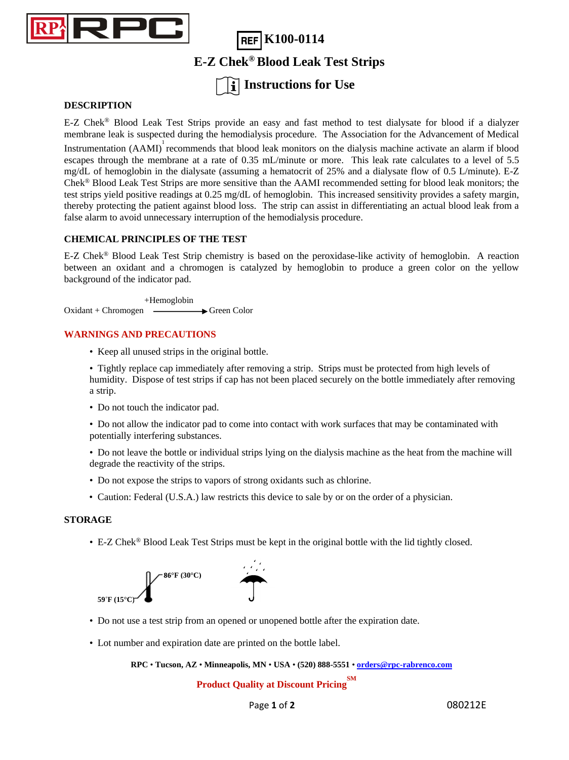RPC

REF K100-0114

# E-Z Chek® Blood Leak Test Strips

## Instructions for Use

### DESCRIPTION

E-Z Chek® Blood Leak Test Strips provide an easy and fast method to test dialysate for blood if a dialyzer membrane leak is suspected during the hemodialysis procedure. The Association for the Advancement of Medical Instrumentation (AAMI)[1] recommends that blood leak monitors on the dialysis machine activate an alarm if blood escapes through the membrane at a rate of 0.35 mL/minute or more. This leak rate calculates to a level of 5.5 mg/dL of hemoglobin in the dialysate (assuming a hematocrit of 25% and a dialysate flow of 0.5 L/minute). E-Z Chek® Blood Leak Test Strips are more sensitive than the AAMI recommended setting for blood leak monitors; the test strips yield positive readings at 0.25 mg/dL of hemoglobin. This increased sensitivity provides a safety margin, thereby protecting the patient against blood loss. The strip can assist in differentiating an actual blood leak from a false alarm to avoid unnecessary interruption of the hemodialysis procedure.

### CHEMICAL PRINCIPLES OF THE TEST

E-Z Chek® Blood Leak Test Strip chemistry is based on the peroxidase-like activity of hemoglobin. A reaction between an oxidant and a chromogen is catalyzed by hemoglobin to produce a green color on the yellow background of the indicator pad.

$$\text{Oxidant + Chromogen} \xrightarrow{\text{+Hemoglobin}} \text{Green Color}$$

### WARNINGS AND PRECAUTIONS

- Keep all unused strips in the original bottle.
- Tightly replace cap immediately after removing a strip. Strips must be protected from high levels of humidity. Dispose of test strips if cap has not been placed securely on the bottle immediately after removing a strip.
- Do not touch the indicator pad.
- Do not allow the indicator pad to come into contact with work surfaces that may be contaminated with potentially interfering substances.
- Do not leave the bottle or individual strips lying on the dialysis machine as the heat from the machine will degrade the reactivity of the strips.
- Do not expose the strips to vapors of strong oxidants such as chlorine.
- Caution: Federal (U.S.A.) law restricts this device to sale by or on the order of a physician.

### STORAGE

- E-Z Chek® Blood Leak Test Strips must be kept in the original bottle with the lid tightly closed.

59°F (15°C) – 86°F (30°C)

- Do not use a test strip from an opened or unopened bottle after the expiration date.
- Lot number and expiration date are printed on the bottle label.

**RPC • Tucson, AZ • Minneapolis, MN • USA • (520) 888-5551 • orders@rpc-rabrenco.com**

**Product Quality at Discount Pricing℠**

080212E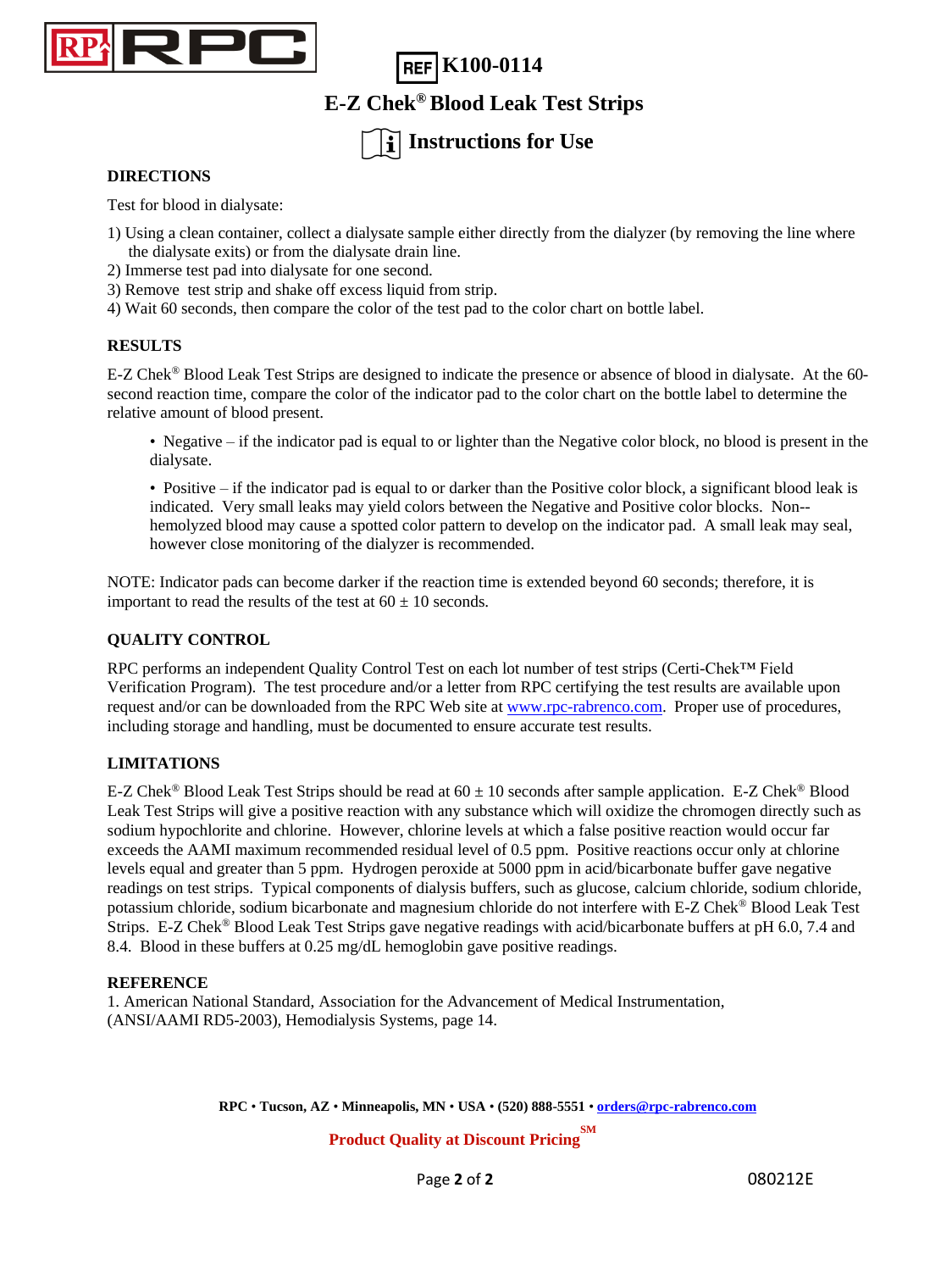RPC

REF K100-0114

# E-Z Chek® Blood Leak Test Strips

## Instructions for Use

### DIRECTIONS

Test for blood in dialysate:

1) Using a clean container, collect a dialysate sample either directly from the dialyzer (by removing the line where the dialysate exits) or from the dialysate drain line.
2) Immerse test pad into dialysate for one second.
3) Remove test strip and shake off excess liquid from strip.
4) Wait 60 seconds, then compare the color of the test pad to the color chart on bottle label.

### RESULTS

E-Z Chek® Blood Leak Test Strips are designed to indicate the presence or absence of blood in dialysate. At the 60-second reaction time, compare the color of the indicator pad to the color chart on the bottle label to determine the relative amount of blood present.

- Negative – if the indicator pad is equal to or lighter than the Negative color block, no blood is present in the dialysate.
- Positive – if the indicator pad is equal to or darker than the Positive color block, a significant blood leak is indicated. Very small leaks may yield colors between the Negative and Positive color blocks. Non--hemolyzed blood may cause a spotted color pattern to develop on the indicator pad. A small leak may seal, however close monitoring of the dialyzer is recommended.

NOTE: Indicator pads can become darker if the reaction time is extended beyond 60 seconds; therefore, it is important to read the results of the test at 60 ± 10 seconds.

### QUALITY CONTROL

RPC performs an independent Quality Control Test on each lot number of test strips (Certi-Chek™ Field Verification Program). The test procedure and/or a letter from RPC certifying the test results are available upon request and/or can be downloaded from the RPC Web site at www.rpc-rabrenco.com. Proper use of procedures, including storage and handling, must be documented to ensure accurate test results.

### LIMITATIONS

E-Z Chek® Blood Leak Test Strips should be read at 60 ± 10 seconds after sample application. E-Z Chek® Blood Leak Test Strips will give a positive reaction with any substance which will oxidize the chromogen directly such as sodium hypochlorite and chlorine. However, chlorine levels at which a false positive reaction would occur far exceeds the AAMI maximum recommended residual level of 0.5 ppm. Positive reactions occur only at chlorine levels equal and greater than 5 ppm. Hydrogen peroxide at 5000 ppm in acid/bicarbonate buffer gave negative readings on test strips. Typical components of dialysis buffers, such as glucose, calcium chloride, sodium chloride, potassium chloride, sodium bicarbonate and magnesium chloride do not interfere with E-Z Chek® Blood Leak Test Strips. E-Z Chek® Blood Leak Test Strips gave negative readings with acid/bicarbonate buffers at pH 6.0, 7.4 and 8.4. Blood in these buffers at 0.25 mg/dL hemoglobin gave positive readings.

### REFERENCE

1. American National Standard, Association for the Advancement of Medical Instrumentation, (ANSI/AAMI RD5-2003), Hemodialysis Systems, page 14.

**RPC • Tucson, AZ • Minneapolis, MN • USA • (520) 888-5551 • orders@rpc-rabrenco.com**

**Product Quality at Discount Pricing℠**

080212E